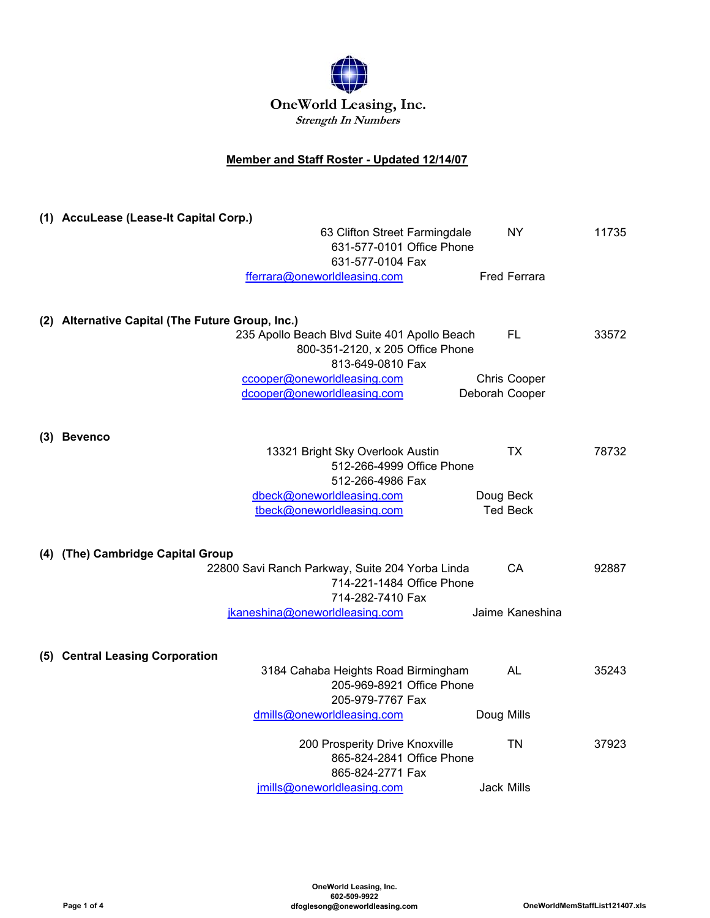# OneWorld Leasing, Inc.

***Strength In Numbers***

## Member and Staff Roster - Updated 12/14/07

### (1) AccuLease (Lease-It Capital Corp.)

63 Clifton Street Farmingdale NY 11735
631-577-0101 Office Phone
631-577-0104 Fax
fferrara@oneworldleasing.com Fred Ferrara

### (2) Alternative Capital (The Future Group, Inc.)

235 Apollo Beach Blvd Suite 401 Apollo Beach FL 33572
800-351-2120, x 205 Office Phone
813-649-0810 Fax
ccooper@oneworldleasing.com Chris Cooper
dcooper@oneworldleasing.com Deborah Cooper

### (3) Bevenco

13321 Bright Sky Overlook Austin TX 78732
512-266-4999 Office Phone
512-266-4986 Fax
dbeck@oneworldleasing.com Doug Beck
tbeck@oneworldleasing.com Ted Beck

### (4) (The) Cambridge Capital Group

22800 Savi Ranch Parkway, Suite 204 Yorba Linda CA 92887
714-221-1484 Office Phone
714-282-7410 Fax
jkaneshina@oneworldleasing.com Jaime Kaneshina

### (5) Central Leasing Corporation

3184 Cahaba Heights Road Birmingham AL 35243
205-969-8921 Office Phone
205-979-7767 Fax
dmills@oneworldleasing.com Doug Mills

200 Prosperity Drive Knoxville TN 37923
865-824-2841 Office Phone
865-824-2771 Fax
jmills@oneworldleasing.com Jack Mills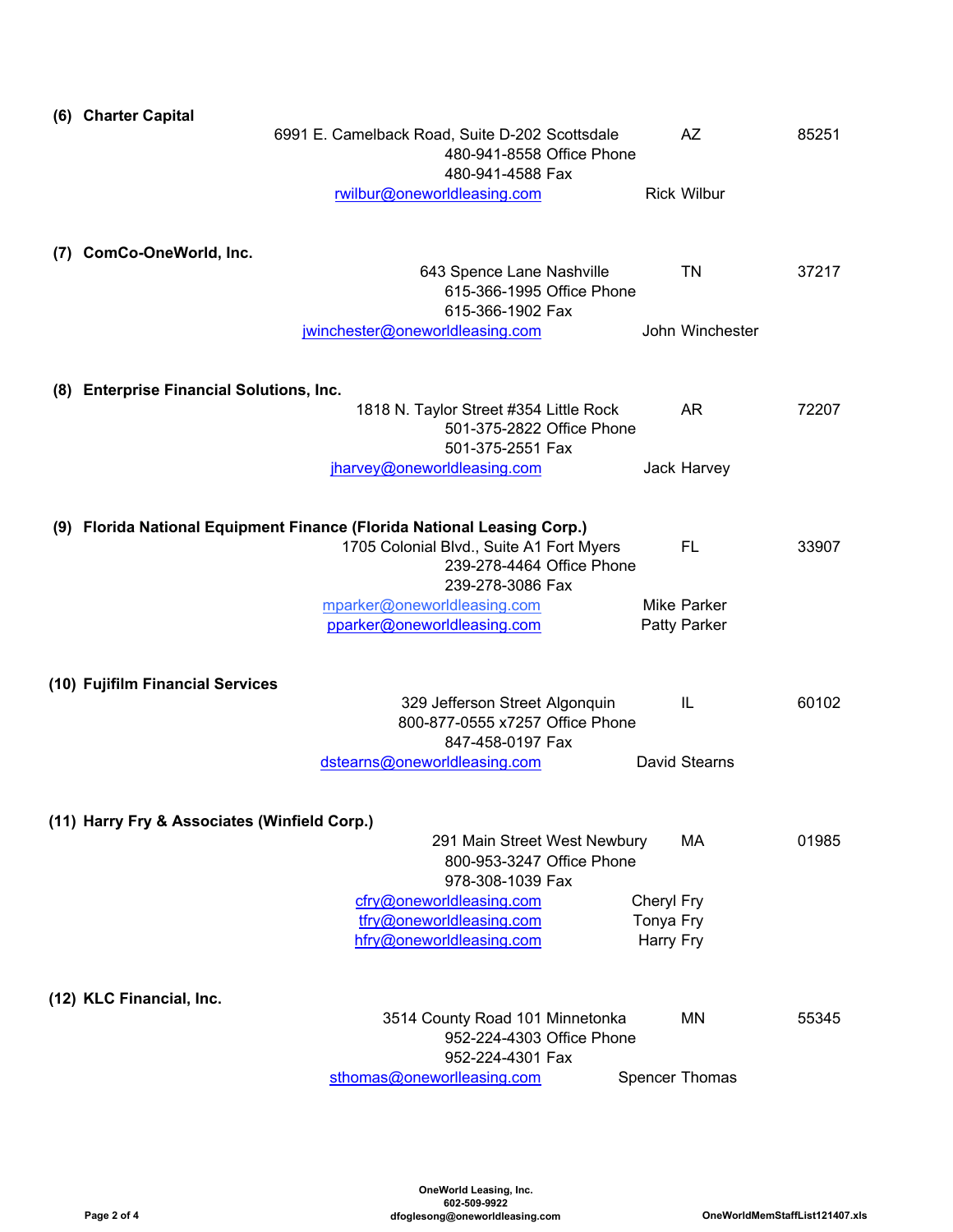**(6) Charter Capital**

6991 E. Camelback Road, Suite D-202 Scottsdale AZ 85251
480-941-8558 Office Phone
480-941-4588 Fax
rwilbur@oneworldleasing.com Rick Wilbur

**(7) ComCo-OneWorld, Inc.**

643 Spence Lane Nashville TN 37217
615-366-1995 Office Phone
615-366-1902 Fax
jwinchester@oneworldleasing.com John Winchester

**(8) Enterprise Financial Solutions, Inc.**

1818 N. Taylor Street #354 Little Rock AR 72207
501-375-2822 Office Phone
501-375-2551 Fax
jharvey@oneworldleasing.com Jack Harvey

**(9) Florida National Equipment Finance (Florida National Leasing Corp.)**

1705 Colonial Blvd., Suite A1 Fort Myers FL 33907
239-278-4464 Office Phone
239-278-3086 Fax
mparker@oneworldleasing.com Mike Parker
pparker@oneworldleasing.com Patty Parker

**(10) Fujifilm Financial Services**

329 Jefferson Street Algonquin IL 60102
800-877-0555 x7257 Office Phone
847-458-0197 Fax
dstearns@oneworldleasing.com David Stearns

**(11) Harry Fry & Associates (Winfield Corp.)**

291 Main Street West Newbury MA 01985
800-953-3247 Office Phone
978-308-1039 Fax
cfry@oneworldleasing.com Cheryl Fry
tfry@oneworldleasing.com Tonya Fry
hfry@oneworldleasing.com Harry Fry

**(12) KLC Financial, Inc.**

3514 County Road 101 Minnetonka MN 55345
952-224-4303 Office Phone
952-224-4301 Fax
sthomas@oneworlleasing.com Spencer Thomas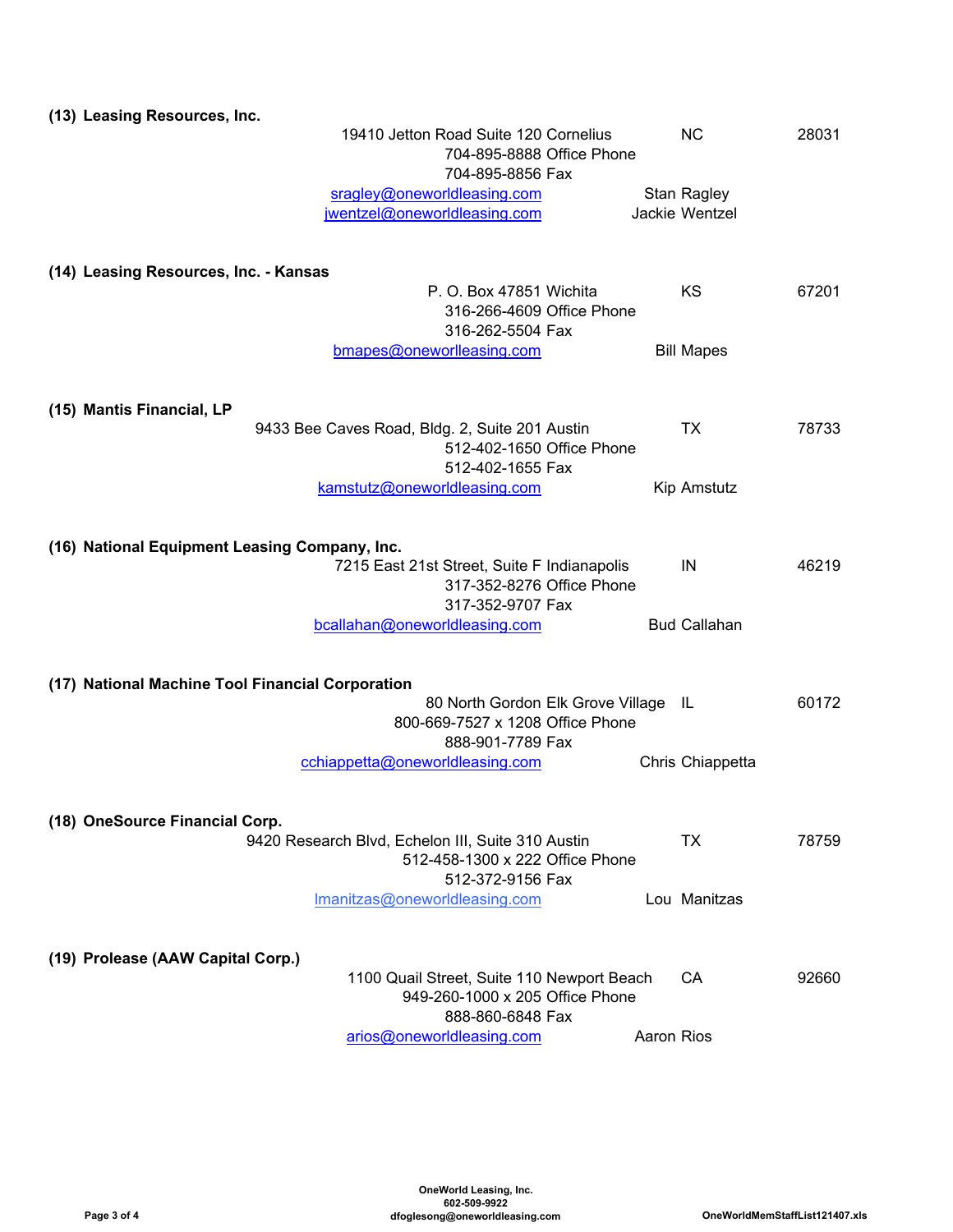**(13) Leasing Resources, Inc.**

19410 Jetton Road Suite 120 Cornelius NC 28031
704-895-8888 Office Phone
704-895-8856 Fax
sragley@oneworldleasing.com Stan Ragley
jwentzel@oneworldleasing.com Jackie Wentzel

**(14) Leasing Resources, Inc. - Kansas**

P. O. Box 47851 Wichita KS 67201
316-266-4609 Office Phone
316-262-5504 Fax
bmapes@oneworlleasing.com Bill Mapes

**(15) Mantis Financial, LP**

9433 Bee Caves Road, Bldg. 2, Suite 201 Austin TX 78733
512-402-1650 Office Phone
512-402-1655 Fax
kamstutz@oneworldleasing.com Kip Amstutz

**(16) National Equipment Leasing Company, Inc.**

7215 East 21st Street, Suite F Indianapolis IN 46219
317-352-8276 Office Phone
317-352-9707 Fax
bcallahan@oneworldleasing.com Bud Callahan

**(17) National Machine Tool Financial Corporation**

80 North Gordon Elk Grove Village IL 60172
800-669-7527 x 1208 Office Phone
888-901-7789 Fax
cchiappetta@oneworldleasing.com Chris Chiappetta

**(18) OneSource Financial Corp.**

9420 Research Blvd, Echelon III, Suite 310 Austin TX 78759
512-458-1300 x 222 Office Phone
512-372-9156 Fax
lmanitzas@oneworldleasing.com Lou Manitzas

**(19) Prolease (AAW Capital Corp.)**

1100 Quail Street, Suite 110 Newport Beach CA 92660
949-260-1000 x 205 Office Phone
888-860-6848 Fax
arios@oneworldleasing.com Aaron Rios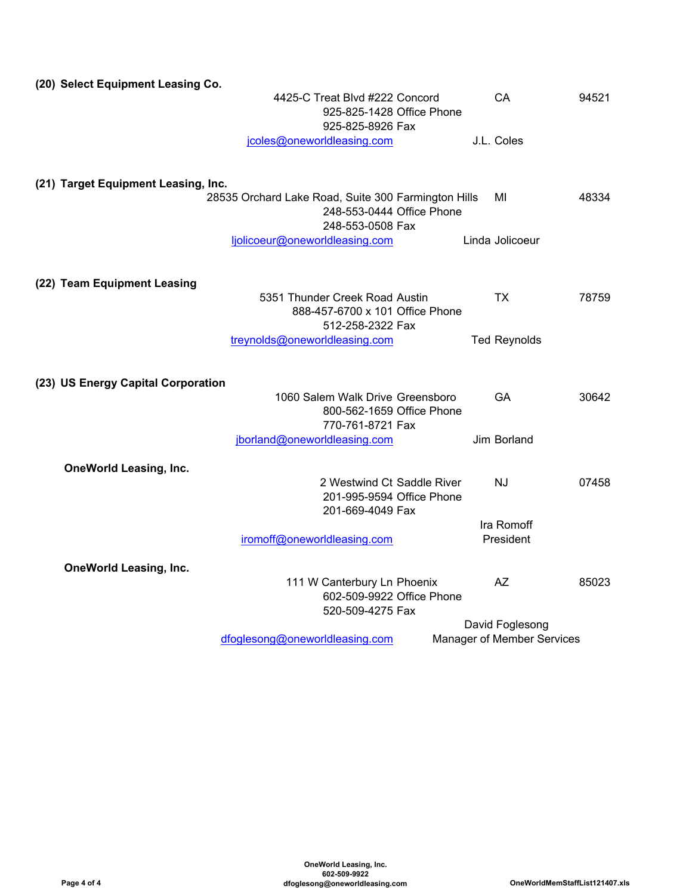**(20) Select Equipment Leasing Co.**

4425-C Treat Blvd #222 Concord CA 94521
925-825-1428 Office Phone
925-825-8926 Fax
jcoles@oneworldleasing.com J.L. Coles

**(21) Target Equipment Leasing, Inc.**

28535 Orchard Lake Road, Suite 300 Farmington Hills MI 48334
248-553-0444 Office Phone
248-553-0508 Fax
ljolicoeur@oneworldleasing.com Linda Jolicoeur

**(22) Team Equipment Leasing**

5351 Thunder Creek Road Austin TX 78759
888-457-6700 x 101 Office Phone
512-258-2322 Fax
treynolds@oneworldleasing.com Ted Reynolds

**(23) US Energy Capital Corporation**

1060 Salem Walk Drive Greensboro GA 30642
800-562-1659 Office Phone
770-761-8721 Fax
jborland@oneworldleasing.com Jim Borland

**OneWorld Leasing, Inc.**

2 Westwind Ct Saddle River NJ 07458
201-995-9594 Office Phone
201-669-4049 Fax
iromoff@oneworldleasing.com Ira Romoff
President

**OneWorld Leasing, Inc.**

111 W Canterbury Ln Phoenix AZ 85023
602-509-9922 Office Phone
520-509-4275 Fax
dfoglesong@oneworldleasing.com David Foglesong
Manager of Member Services